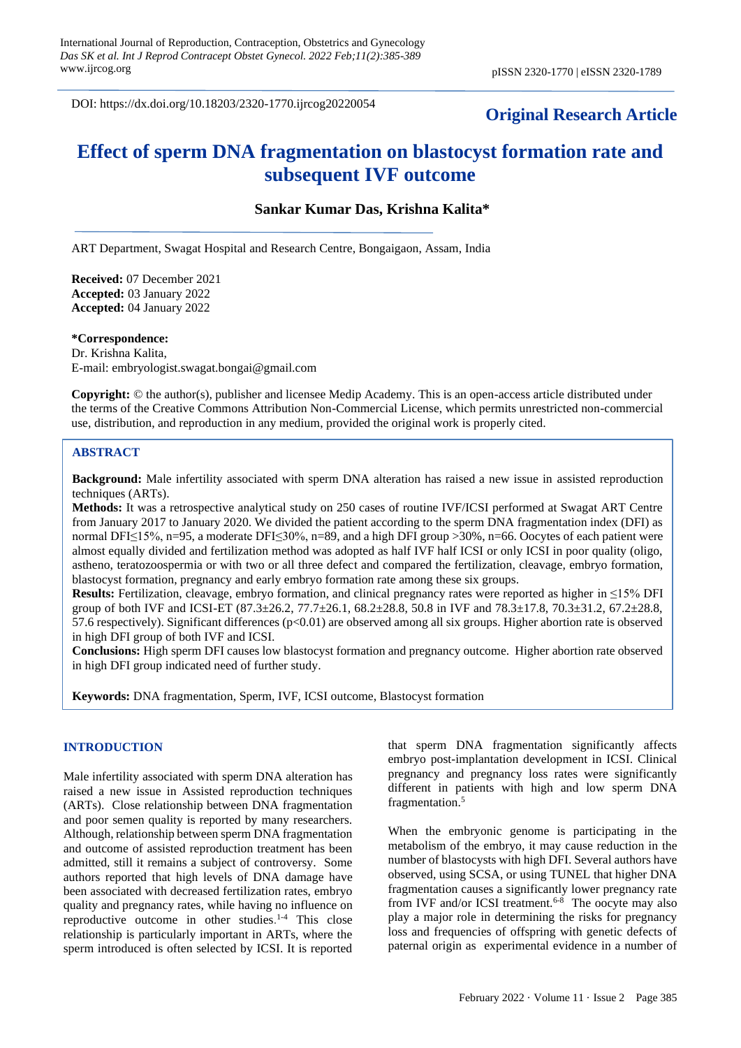DOI: https://dx.doi.org/10.18203/2320-1770.ijrcog20220054

**Original Research Article**

# Effect of sperm DNA fragmentation on blastocyst formation rate and subsequent IVF outcome

**Sankar Kumar Das, Krishna Kalita***

ART Department, Swagat Hospital and Research Centre, Bongaigaon, Assam, India

**Received:** 07 December 2021
**Accepted:** 03 January 2022
**Accepted:** 04 January 2022

***Correspondence:**
Dr. Krishna Kalita,
E-mail: embryologist.swagat.bongai@gmail.com

**Copyright:** © the author(s), publisher and licensee Medip Academy. This is an open-access article distributed under the terms of the Creative Commons Attribution Non-Commercial License, which permits unrestricted non-commercial use, distribution, and reproduction in any medium, provided the original work is properly cited.

## ABSTRACT

**Background:** Male infertility associated with sperm DNA alteration has raised a new issue in assisted reproduction techniques (ARTs).

**Methods:** It was a retrospective analytical study on 250 cases of routine IVF/ICSI performed at Swagat ART Centre from January 2017 to January 2020. We divided the patient according to the sperm DNA fragmentation index (DFI) as normal DFI≤15%, n=95, a moderate DFI≤30%, n=89, and a high DFI group >30%, n=66. Oocytes of each patient were almost equally divided and fertilization method was adopted as half IVF half ICSI or only ICSI in poor quality (oligo, astheno, teratozoospermia or with two or all three defect and compared the fertilization, cleavage, embryo formation, blastocyst formation, pregnancy and early embryo formation rate among these six groups.

**Results:** Fertilization, cleavage, embryo formation, and clinical pregnancy rates were reported as higher in ≤15% DFI group of both IVF and ICSI-ET (87.3±26.2, 77.7±26.1, 68.2±28.8, 50.8 in IVF and 78.3±17.8, 70.3±31.2, 67.2±28.8, 57.6 respectively). Significant differences ($p<0.01$) are observed among all six groups. Higher abortion rate is observed in high DFI group of both IVF and ICSI.

**Conclusions:** High sperm DFI causes low blastocyst formation and pregnancy outcome. Higher abortion rate observed in high DFI group indicated need of further study.

**Keywords:** DNA fragmentation, Sperm, IVF, ICSI outcome, Blastocyst formation

## INTRODUCTION

Male infertility associated with sperm DNA alteration has raised a new issue in Assisted reproduction techniques (ARTs). Close relationship between DNA fragmentation and poor semen quality is reported by many researchers. Although, relationship between sperm DNA fragmentation and outcome of assisted reproduction treatment has been admitted, still it remains a subject of controversy. Some authors reported that high levels of DNA damage have been associated with decreased fertilization rates, embryo quality and pregnancy rates, while having no influence on reproductive outcome in other studies.[1-4] This close relationship is particularly important in ARTs, where the sperm introduced is often selected by ICSI. It is reported that sperm DNA fragmentation significantly affects embryo post-implantation development in ICSI. Clinical pregnancy and pregnancy loss rates were significantly different in patients with high and low sperm DNA fragmentation.[5]

When the embryonic genome is participating in the metabolism of the embryo, it may cause reduction in the number of blastocysts with high DFI. Several authors have observed, using SCSA, or using TUNEL that higher DNA fragmentation causes a significantly lower pregnancy rate from IVF and/or ICSI treatment.[6-8] The oocyte may also play a major role in determining the risks for pregnancy loss and frequencies of offspring with genetic defects of paternal origin as experimental evidence in a number of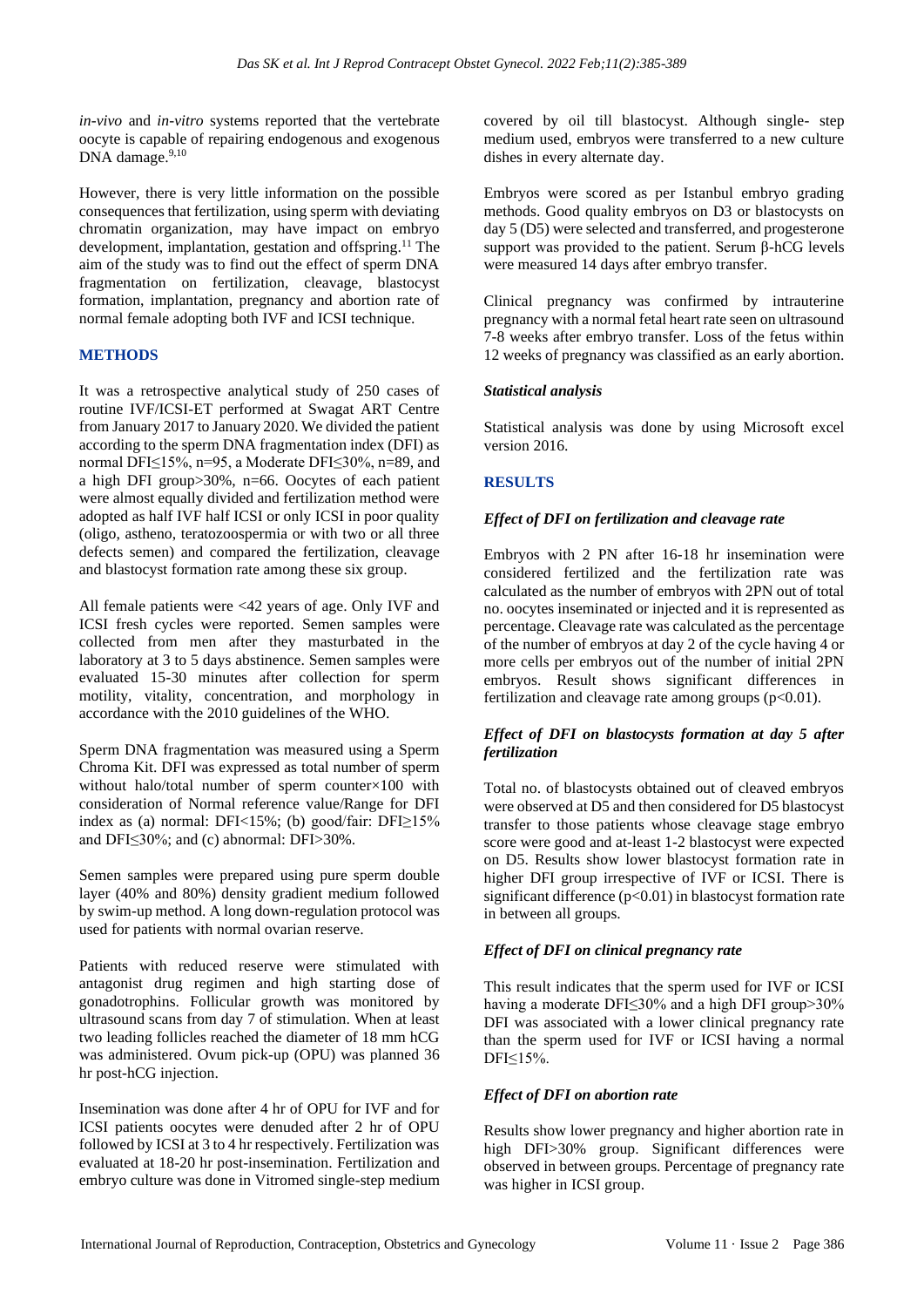*in-vivo* and *in-vitro* systems reported that the vertebrate oocyte is capable of repairing endogenous and exogenous DNA damage.[9,10]

However, there is very little information on the possible consequences that fertilization, using sperm with deviating chromatin organization, may have impact on embryo development, implantation, gestation and offspring.[11] The aim of the study was to find out the effect of sperm DNA fragmentation on fertilization, cleavage, blastocyst formation, implantation, pregnancy and abortion rate of normal female adopting both IVF and ICSI technique.

## METHODS

It was a retrospective analytical study of 250 cases of routine IVF/ICSI-ET performed at Swagat ART Centre from January 2017 to January 2020. We divided the patient according to the sperm DNA fragmentation index (DFI) as normal DFI≤15%, n=95, a Moderate DFI≤30%, n=89, and a high DFI group>30%, n=66. Oocytes of each patient were almost equally divided and fertilization method were adopted as half IVF half ICSI or only ICSI in poor quality (oligo, astheno, teratozoospermia or with two or all three defects semen) and compared the fertilization, cleavage and blastocyst formation rate among these six group.

All female patients were <42 years of age. Only IVF and ICSI fresh cycles were reported. Semen samples were collected from men after they masturbated in the laboratory at 3 to 5 days abstinence. Semen samples were evaluated 15-30 minutes after collection for sperm motility, vitality, concentration, and morphology in accordance with the 2010 guidelines of the WHO.

Sperm DNA fragmentation was measured using a Sperm Chroma Kit. DFI was expressed as total number of sperm without halo/total number of sperm counter×100 with consideration of Normal reference value/Range for DFI index as (a) normal: DFI<15%; (b) good/fair: DFI≥15% and DFI≤30%; and (c) abnormal: DFI>30%.

Semen samples were prepared using pure sperm double layer (40% and 80%) density gradient medium followed by swim-up method. A long down-regulation protocol was used for patients with normal ovarian reserve.

Patients with reduced reserve were stimulated with antagonist drug regimen and high starting dose of gonadotrophins. Follicular growth was monitored by ultrasound scans from day 7 of stimulation. When at least two leading follicles reached the diameter of 18 mm hCG was administered. Ovum pick-up (OPU) was planned 36 hr post-hCG injection.

Insemination was done after 4 hr of OPU for IVF and for ICSI patients oocytes were denuded after 2 hr of OPU followed by ICSI at 3 to 4 hr respectively. Fertilization was evaluated at 18-20 hr post-insemination. Fertilization and embryo culture was done in Vitromed single-step medium covered by oil till blastocyst. Although single- step medium used, embryos were transferred to a new culture dishes in every alternate day.

Embryos were scored as per Istanbul embryo grading methods. Good quality embryos on D3 or blastocysts on day 5 (D5) were selected and transferred, and progesterone support was provided to the patient. Serum β-hCG levels were measured 14 days after embryo transfer.

Clinical pregnancy was confirmed by intrauterine pregnancy with a normal fetal heart rate seen on ultrasound 7-8 weeks after embryo transfer. Loss of the fetus within 12 weeks of pregnancy was classified as an early abortion.

### *Statistical analysis*

Statistical analysis was done by using Microsoft excel version 2016.

## RESULTS

### *Effect of DFI on fertilization and cleavage rate*

Embryos with 2 PN after 16-18 hr insemination were considered fertilized and the fertilization rate was calculated as the number of embryos with 2PN out of total no. oocytes inseminated or injected and it is represented as percentage. Cleavage rate was calculated as the percentage of the number of embryos at day 2 of the cycle having 4 or more cells per embryos out of the number of initial 2PN embryos. Result shows significant differences in fertilization and cleavage rate among groups ($p<0.01$).

### *Effect of DFI on blastocysts formation at day 5 after fertilization*

Total no. of blastocysts obtained out of cleaved embryos were observed at D5 and then considered for D5 blastocyst transfer to those patients whose cleavage stage embryo score were good and at-least 1-2 blastocyst were expected on D5. Results show lower blastocyst formation rate in higher DFI group irrespective of IVF or ICSI. There is significant difference ($p<0.01$) in blastocyst formation rate in between all groups.

### *Effect of DFI on clinical pregnancy rate*

This result indicates that the sperm used for IVF or ICSI having a moderate DFI≤30% and a high DFI group>30% DFI was associated with a lower clinical pregnancy rate than the sperm used for IVF or ICSI having a normal DFI≤15%.

### *Effect of DFI on abortion rate*

Results show lower pregnancy and higher abortion rate in high DFI>30% group. Significant differences were observed in between groups. Percentage of pregnancy rate was higher in ICSI group.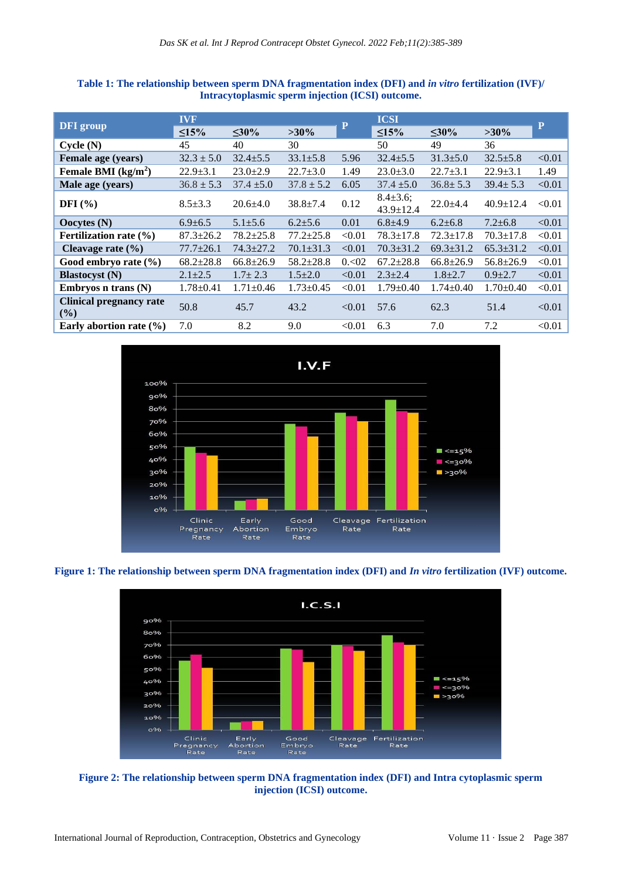**Table 1: The relationship between sperm DNA fragmentation index (DFI) and *in vitro* fertilization (IVF)/ Intracytoplasmic sperm injection (ICSI) outcome.**

| DFI group | IVF | | | P | ICSI | | | P |
|---|---|---|---|---|---|---|---|---|
| | ≤15% | ≤30% | >30% | | ≤15% | ≤30% | >30% | |
| **Cycle (N)** | 45 | 40 | 30 | | 50 | 49 | 36 | |
| **Female age (years)** | 32.3 ± 5.0 | 32.4±5.5 | 33.1±5.8 | 5.96 | 32.4±5.5 | 31.3±5.0 | 32.5±5.8 | <0.01 |
| **Female BMI (kg/m$^2$)** | 22.9±3.1 | 23.0±2.9 | 22.7±3.0 | 1.49 | 23.0±3.0 | 22.7±3.1 | 22.9±3.1 | 1.49 |
| **Male age (years)** | 36.8 ± 5.3 | 37.4 ±5.0 | 37.8 ± 5.2 | 6.05 | 37.4 ±5.0 | 36.8± 5.3 | 39.4± 5.3 | <0.01 |
| **DFI (%)** | 8.5±3.3 | 20.6±4.0 | 38.8±7.4 | 0.12 | 8.4±3.6; 43.9±12.4 | 22.0±4.4 | 40.9±12.4 | <0.01 |
| **Oocytes (N)** | 6.9±6.5 | 5.1±5.6 | 6.2±5.6 | 0.01 | 6.8±4.9 | 6.2±6.8 | 7.2±6.8 | <0.01 |
| **Fertilization rate (%)** | 87.3±26.2 | 78.2±25.8 | 77.2±25.8 | <0.01 | 78.3±17.8 | 72.3±17.8 | 70.3±17.8 | <0.01 |
| **Cleavage rate (%)** | 77.7±26.1 | 74.3±27.2 | 70.1±31.3 | <0.01 | 70.3±31.2 | 69.3±31.2 | 65.3±31.2 | <0.01 |
| **Good embryo rate (%)** | 68.2±28.8 | 66.8±26.9 | 58.2±28.8 | 0.<02 | 67.2±28.8 | 66.8±26.9 | 56.8±26.9 | <0.01 |
| **Blastocyst (N)** | 2.1±2.5 | 1.7± 2.3 | 1.5±2.0 | <0.01 | 2.3±2.4 | 1.8±2.7 | 0.9±2.7 | <0.01 |
| **Embryos n trans (N)** | 1.78±0.41 | 1.71±0.46 | 1.73±0.45 | <0.01 | 1.79±0.40 | 1.74±0.40 | 1.70±0.40 | <0.01 |
| **Clinical pregnancy rate (%)** | 50.8 | 45.7 | 43.2 | <0.01 | 57.6 | 62.3 | 51.4 | <0.01 |
| **Early abortion rate (%)** | 7.0 | 8.2 | 9.0 | <0.01 | 6.3 | 7.0 | 7.2 | <0.01 |

I.V.F

100%
90%
80%
70%
60%
50%
40%
30%
20%
10%
0%

Clinic Pregnancy Rate
Early Abortion Rate
Good Embryo Rate
Cleavage Rate
Fertilization Rate

<=15%
<=30%
>30%

**Figure 1: The relationship between sperm DNA fragmentation index (DFI) and *In vitro* fertilization (IVF) outcome.**

I.C.S.I

90%
80%
70%
60%
50%
40%
30%
20%
10%
0%

Clinic Pregnancy Rate
Early Abortion Rate
Good Embryo Rate
Cleavage Rate
Fertilization Rate

<=15%
<=30%
>30%

**Figure 2: The relationship between sperm DNA fragmentation index (DFI) and Intra cytoplasmic sperm injection (ICSI) outcome.**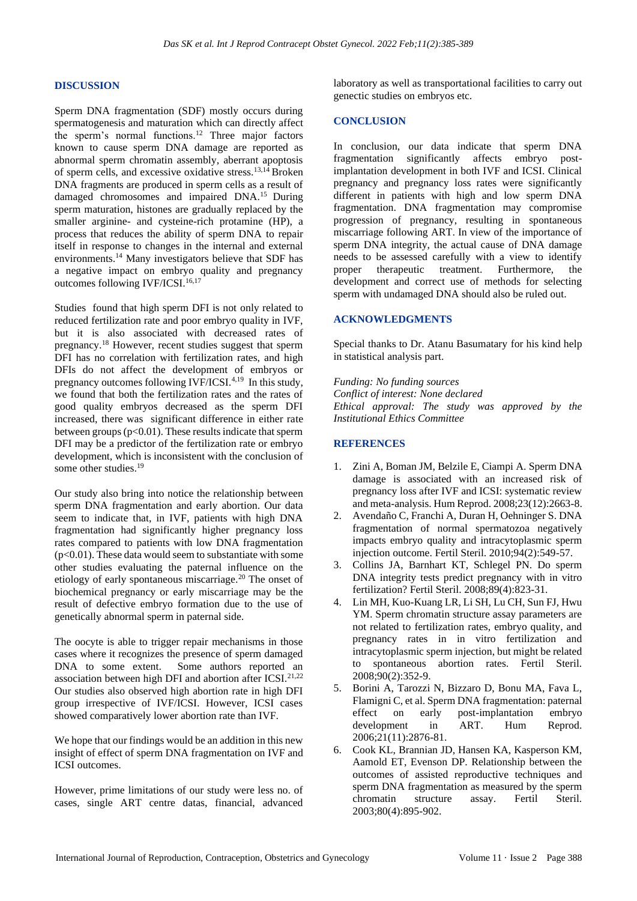## DISCUSSION

Sperm DNA fragmentation (SDF) mostly occurs during spermatogenesis and maturation which can directly affect the sperm's normal functions.[12] Three major factors known to cause sperm DNA damage are reported as abnormal sperm chromatin assembly, aberrant apoptosis of sperm cells, and excessive oxidative stress.[13,14] Broken DNA fragments are produced in sperm cells as a result of damaged chromosomes and impaired DNA.[15] During sperm maturation, histones are gradually replaced by the smaller arginine- and cysteine-rich protamine (HP), a process that reduces the ability of sperm DNA to repair itself in response to changes in the internal and external environments.[14] Many investigators believe that SDF has a negative impact on embryo quality and pregnancy outcomes following IVF/ICSI.[16,17]

Studies found that high sperm DFI is not only related to reduced fertilization rate and poor embryo quality in IVF, but it is also associated with decreased rates of pregnancy.[18] However, recent studies suggest that sperm DFI has no correlation with fertilization rates, and high DFIs do not affect the development of embryos or pregnancy outcomes following IVF/ICSI.[4,19] In this study, we found that both the fertilization rates and the rates of good quality embryos decreased as the sperm DFI increased, there was significant difference in either rate between groups ($p<0.01$). These results indicate that sperm DFI may be a predictor of the fertilization rate or embryo development, which is inconsistent with the conclusion of some other studies.[19]

Our study also bring into notice the relationship between sperm DNA fragmentation and early abortion. Our data seem to indicate that, in IVF, patients with high DNA fragmentation had significantly higher pregnancy loss rates compared to patients with low DNA fragmentation ($p<0.01$). These data would seem to substantiate with some other studies evaluating the paternal influence on the etiology of early spontaneous miscarriage.[20] The onset of biochemical pregnancy or early miscarriage may be the result of defective embryo formation due to the use of genetically abnormal sperm in paternal side.

The oocyte is able to trigger repair mechanisms in those cases where it recognizes the presence of sperm damaged DNA to some extent. Some authors reported an association between high DFI and abortion after ICSI.[21,22] Our studies also observed high abortion rate in high DFI group irrespective of IVF/ICSI. However, ICSI cases showed comparatively lower abortion rate than IVF.

We hope that our findings would be an addition in this new insight of effect of sperm DNA fragmentation on IVF and ICSI outcomes.

However, prime limitations of our study were less no. of cases, single ART centre datas, financial, advanced laboratory as well as transportational facilities to carry out genectic studies on embryos etc.

## CONCLUSION

In conclusion, our data indicate that sperm DNA fragmentation significantly affects embryo post-implantation development in both IVF and ICSI. Clinical pregnancy and pregnancy loss rates were significantly different in patients with high and low sperm DNA fragmentation. DNA fragmentation may compromise progression of pregnancy, resulting in spontaneous miscarriage following ART. In view of the importance of sperm DNA integrity, the actual cause of DNA damage needs to be assessed carefully with a view to identify proper therapeutic treatment. Furthermore, the development and correct use of methods for selecting sperm with undamaged DNA should also be ruled out.

## ACKNOWLEDGMENTS

Special thanks to Dr. Atanu Basumatary for his kind help in statistical analysis part.

*Funding: No funding sources*
*Conflict of interest: None declared*
*Ethical approval: The study was approved by the Institutional Ethics Committee*

## REFERENCES

1. Zini A, Boman JM, Belzile E, Ciampi A. Sperm DNA damage is associated with an increased risk of pregnancy loss after IVF and ICSI: systematic review and meta-analysis. Hum Reprod. 2008;23(12):2663-8.
2. Avendaño C, Franchi A, Duran H, Oehninger S. DNA fragmentation of normal spermatozoa negatively impacts embryo quality and intracytoplasmic sperm injection outcome. Fertil Steril. 2010;94(2):549-57.
3. Collins JA, Barnhart KT, Schlegel PN. Do sperm DNA integrity tests predict pregnancy with in vitro fertilization? Fertil Steril. 2008;89(4):823-31.
4. Lin MH, Kuo-Kuang LR, Li SH, Lu CH, Sun FJ, Hwu YM. Sperm chromatin structure assay parameters are not related to fertilization rates, embryo quality, and pregnancy rates in in vitro fertilization and intracytoplasmic sperm injection, but might be related to spontaneous abortion rates. Fertil Steril. 2008;90(2):352-9.
5. Borini A, Tarozzi N, Bizzaro D, Bonu MA, Fava L, Flamigni C, et al. Sperm DNA fragmentation: paternal effect on early post-implantation embryo development in ART. Hum Reprod. 2006;21(11):2876-81.
6. Cook KL, Brannian JD, Hansen KA, Kasperson KM, Aamold ET, Evenson DP. Relationship between the outcomes of assisted reproductive techniques and sperm DNA fragmentation as measured by the sperm chromatin structure assay. Fertil Steril. 2003;80(4):895-902.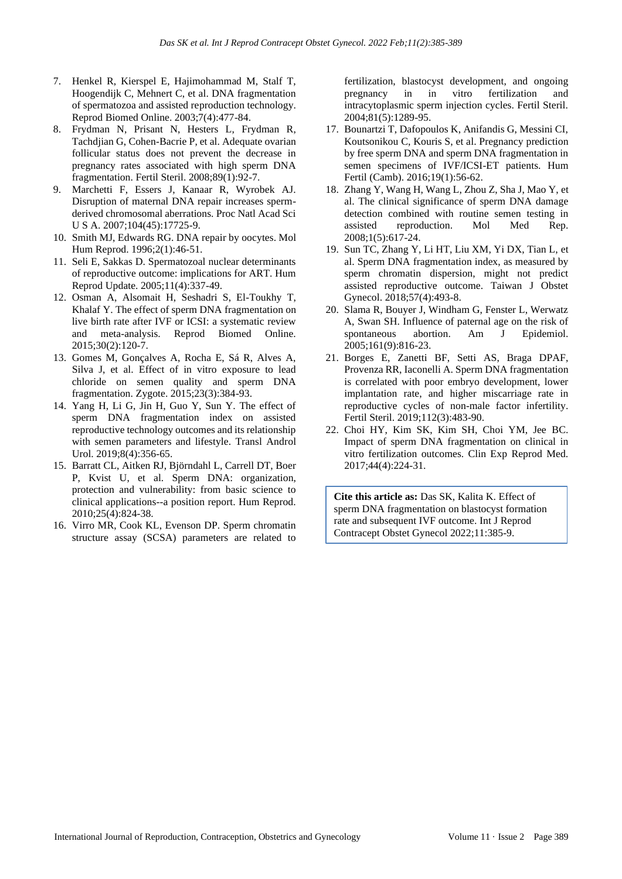7. Henkel R, Kierspel E, Hajimohammad M, Stalf T, Hoogendijk C, Mehnert C, et al. DNA fragmentation of spermatozoa and assisted reproduction technology. Reprod Biomed Online. 2003;7(4):477-84.
8. Frydman N, Prisant N, Hesters L, Frydman R, Tachdjian G, Cohen-Bacrie P, et al. Adequate ovarian follicular status does not prevent the decrease in pregnancy rates associated with high sperm DNA fragmentation. Fertil Steril. 2008;89(1):92-7.
9. Marchetti F, Essers J, Kanaar R, Wyrobek AJ. Disruption of maternal DNA repair increases sperm-derived chromosomal aberrations. Proc Natl Acad Sci U S A. 2007;104(45):17725-9.
10. Smith MJ, Edwards RG. DNA repair by oocytes. Mol Hum Reprod. 1996;2(1):46-51.
11. Seli E, Sakkas D. Spermatozoal nuclear determinants of reproductive outcome: implications for ART. Hum Reprod Update. 2005;11(4):337-49.
12. Osman A, Alsomait H, Seshadri S, El-Toukhy T, Khalaf Y. The effect of sperm DNA fragmentation on live birth rate after IVF or ICSI: a systematic review and meta-analysis. Reprod Biomed Online. 2015;30(2):120-7.
13. Gomes M, Gonçalves A, Rocha E, Sá R, Alves A, Silva J, et al. Effect of in vitro exposure to lead chloride on semen quality and sperm DNA fragmentation. Zygote. 2015;23(3):384-93.
14. Yang H, Li G, Jin H, Guo Y, Sun Y. The effect of sperm DNA fragmentation index on assisted reproductive technology outcomes and its relationship with semen parameters and lifestyle. Transl Androl Urol. 2019;8(4):356-65.
15. Barratt CL, Aitken RJ, Björndahl L, Carrell DT, Boer P, Kvist U, et al. Sperm DNA: organization, protection and vulnerability: from basic science to clinical applications--a position report. Hum Reprod. 2010;25(4):824-38.
16. Virro MR, Cook KL, Evenson DP. Sperm chromatin structure assay (SCSA) parameters are related to fertilization, blastocyst development, and ongoing pregnancy in in vitro fertilization and intracytoplasmic sperm injection cycles. Fertil Steril. 2004;81(5):1289-95.
17. Bounartzi T, Dafopoulos K, Anifandis G, Messini CI, Koutsonikou C, Kouris S, et al. Pregnancy prediction by free sperm DNA and sperm DNA fragmentation in semen specimens of IVF/ICSI-ET patients. Hum Fertil (Camb). 2016;19(1):56-62.
18. Zhang Y, Wang H, Wang L, Zhou Z, Sha J, Mao Y, et al. The clinical significance of sperm DNA damage detection combined with routine semen testing in assisted reproduction. Mol Med Rep. 2008;1(5):617-24.
19. Sun TC, Zhang Y, Li HT, Liu XM, Yi DX, Tian L, et al. Sperm DNA fragmentation index, as measured by sperm chromatin dispersion, might not predict assisted reproductive outcome. Taiwan J Obstet Gynecol. 2018;57(4):493-8.
20. Slama R, Bouyer J, Windham G, Fenster L, Werwatz A, Swan SH. Influence of paternal age on the risk of spontaneous abortion. Am J Epidemiol. 2005;161(9):816-23.
21. Borges E, Zanetti BF, Setti AS, Braga DPAF, Provenza RR, Iaconelli A. Sperm DNA fragmentation is correlated with poor embryo development, lower implantation rate, and higher miscarriage rate in reproductive cycles of non-male factor infertility. Fertil Steril. 2019;112(3):483-90.
22. Choi HY, Kim SK, Kim SH, Choi YM, Jee BC. Impact of sperm DNA fragmentation on clinical in vitro fertilization outcomes. Clin Exp Reprod Med. 2017;44(4):224-31.

**Cite this article as:** Das SK, Kalita K. Effect of sperm DNA fragmentation on blastocyst formation rate and subsequent IVF outcome. Int J Reprod Contracept Obstet Gynecol 2022;11:385-9.